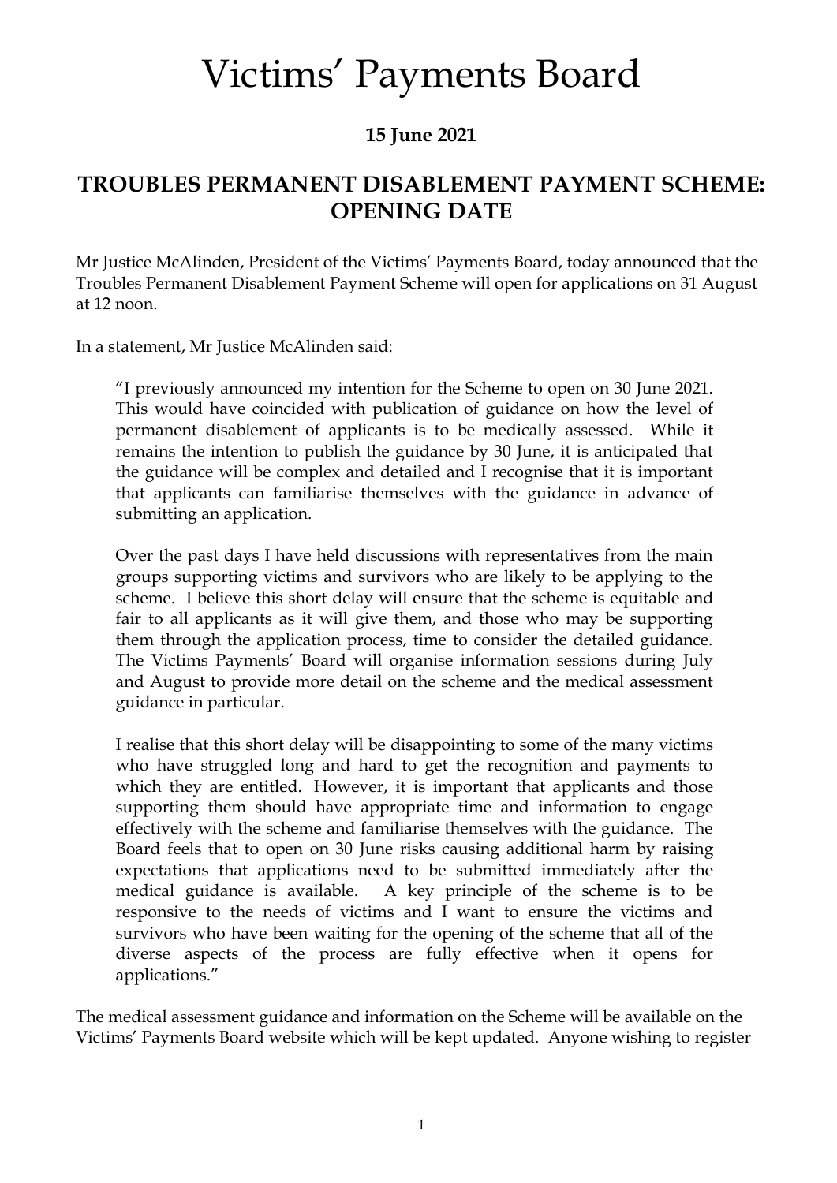# Victims' Payments Board

**15 June 2021**

## TROUBLES PERMANENT DISABLEMENT PAYMENT SCHEME: OPENING DATE

Mr Justice McAlinden, President of the Victims' Payments Board, today announced that the Troubles Permanent Disablement Payment Scheme will open for applications on 31 August at 12 noon.

In a statement, Mr Justice McAlinden said:

> "I previously announced my intention for the Scheme to open on 30 June 2021. This would have coincided with publication of guidance on how the level of permanent disablement of applicants is to be medically assessed. While it remains the intention to publish the guidance by 30 June, it is anticipated that the guidance will be complex and detailed and I recognise that it is important that applicants can familiarise themselves with the guidance in advance of submitting an application.
>
> Over the past days I have held discussions with representatives from the main groups supporting victims and survivors who are likely to be applying to the scheme. I believe this short delay will ensure that the scheme is equitable and fair to all applicants as it will give them, and those who may be supporting them through the application process, time to consider the detailed guidance. The Victims Payments' Board will organise information sessions during July and August to provide more detail on the scheme and the medical assessment guidance in particular.
>
> I realise that this short delay will be disappointing to some of the many victims who have struggled long and hard to get the recognition and payments to which they are entitled. However, it is important that applicants and those supporting them should have appropriate time and information to engage effectively with the scheme and familiarise themselves with the guidance. The Board feels that to open on 30 June risks causing additional harm by raising expectations that applications need to be submitted immediately after the medical guidance is available. A key principle of the scheme is to be responsive to the needs of victims and I want to ensure the victims and survivors who have been waiting for the opening of the scheme that all of the diverse aspects of the process are fully effective when it opens for applications."

The medical assessment guidance and information on the Scheme will be available on the Victims' Payments Board website which will be kept updated. Anyone wishing to register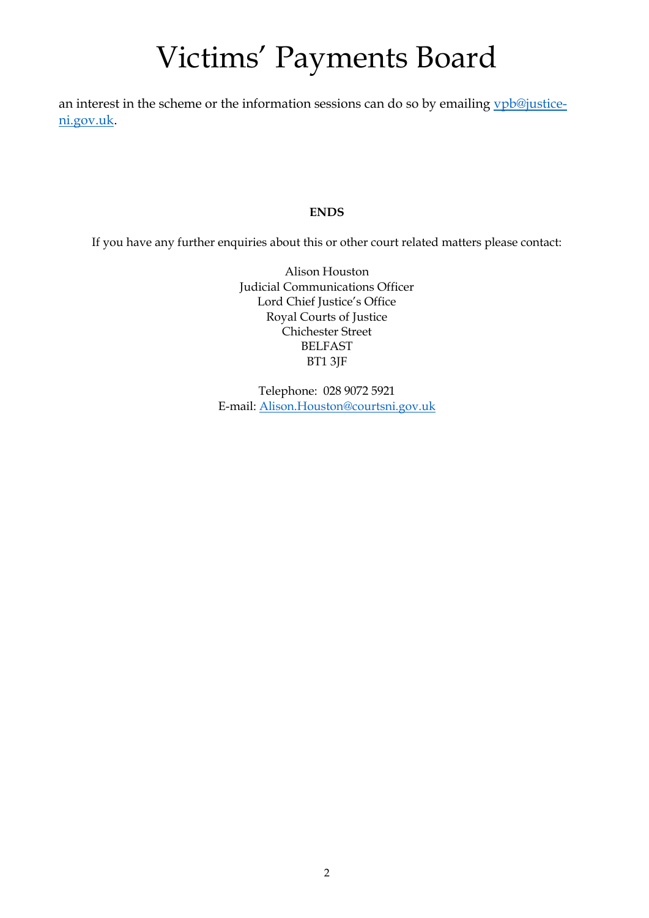an interest in the scheme or the information sessions can do so by emailing [vpb@justice-ni.gov.uk](mailto:vpb@justice-ni.gov.uk).

**ENDS**

If you have any further enquiries about this or other court related matters please contact:

Alison Houston
Judicial Communications Officer
Lord Chief Justice's Office
Royal Courts of Justice
Chichester Street
BELFAST
BT1 3JF

Telephone: 028 9072 5921
E-mail: [Alison.Houston@courtsni.gov.uk](mailto:Alison.Houston@courtsni.gov.uk)